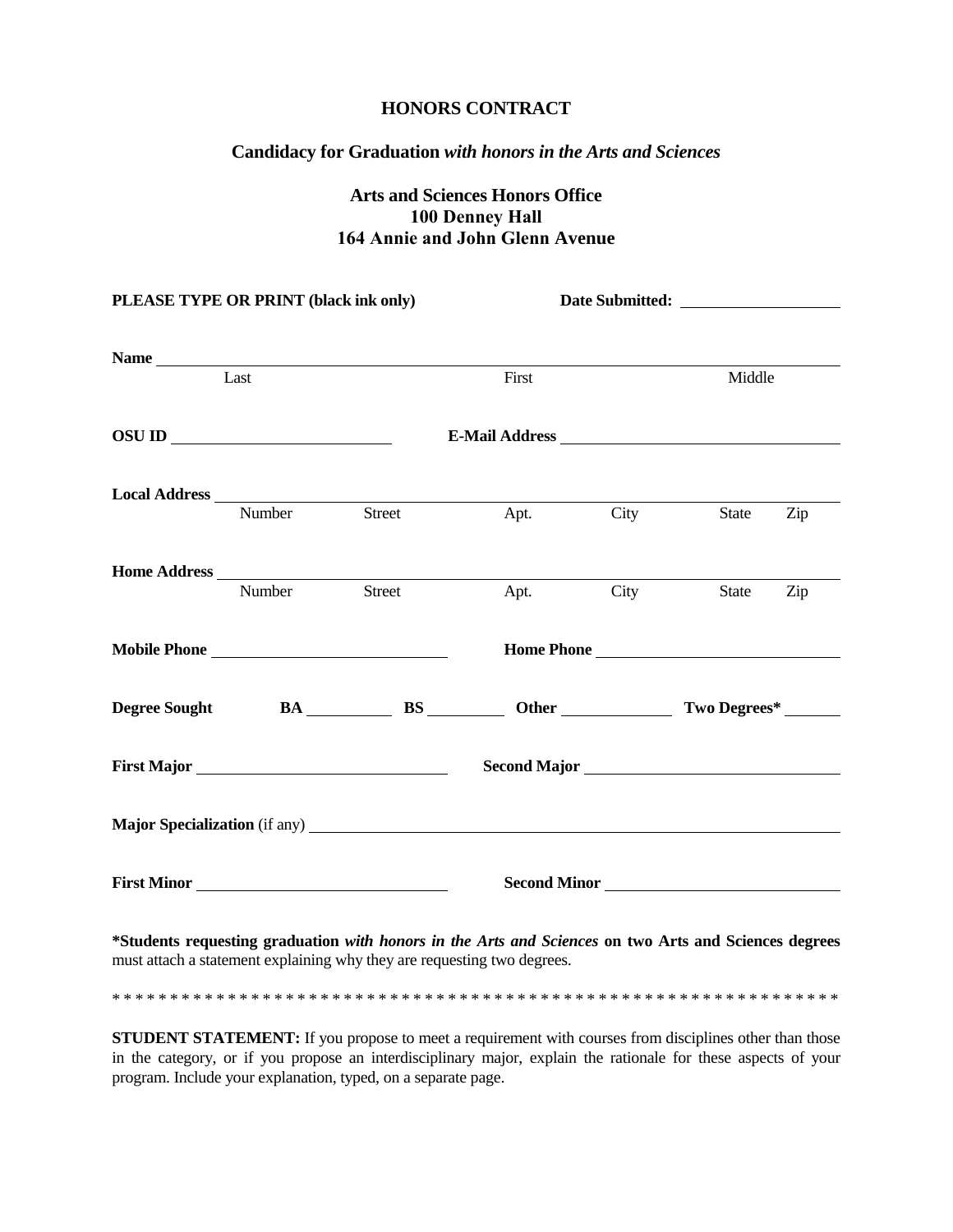# HONORS CONTRACT

## Candidacy for Graduation *with honors in the Arts and Sciences*

### Arts and Sciences Honors Office
### 100 Denney Hall
### 164 Annie and John Glenn Avenue

**PLEASE TYPE OR PRINT (black ink only)** **Date Submitted:** ____________________

**Name** ______________________________________________________________
Last First Middle

**OSU ID** ____________________ **E-Mail Address** ______________________________

**Local Address** ______________________________________________________________
Number Street Apt. City State Zip

**Home Address** ______________________________________________________________
Number Street Apt. City State Zip

**Mobile Phone** ____________________ **Home Phone** ____________________

**Degree Sought** **BA** ________ **BS** ________ **Other** ________ **Two Degrees*** ________

**First Major** ____________________ **Second Major** ____________________

**Major Specialization** (if any) ______________________________________________

**First Minor** ____________________ **Second Minor** ____________________

***Students requesting graduation *with honors in the Arts and Sciences* on two Arts and Sciences degrees** must attach a statement explaining why they are requesting two degrees.

* * * * * * * * * * * * * * * * * * * * * * * * * * * * * * * * * * * * * * * * * * * * * * * * * * * * * * * * * * * * * * * * *

**STUDENT STATEMENT:** If you propose to meet a requirement with courses from disciplines other than those in the category, or if you propose an interdisciplinary major, explain the rationale for these aspects of your program. Include your explanation, typed, on a separate page.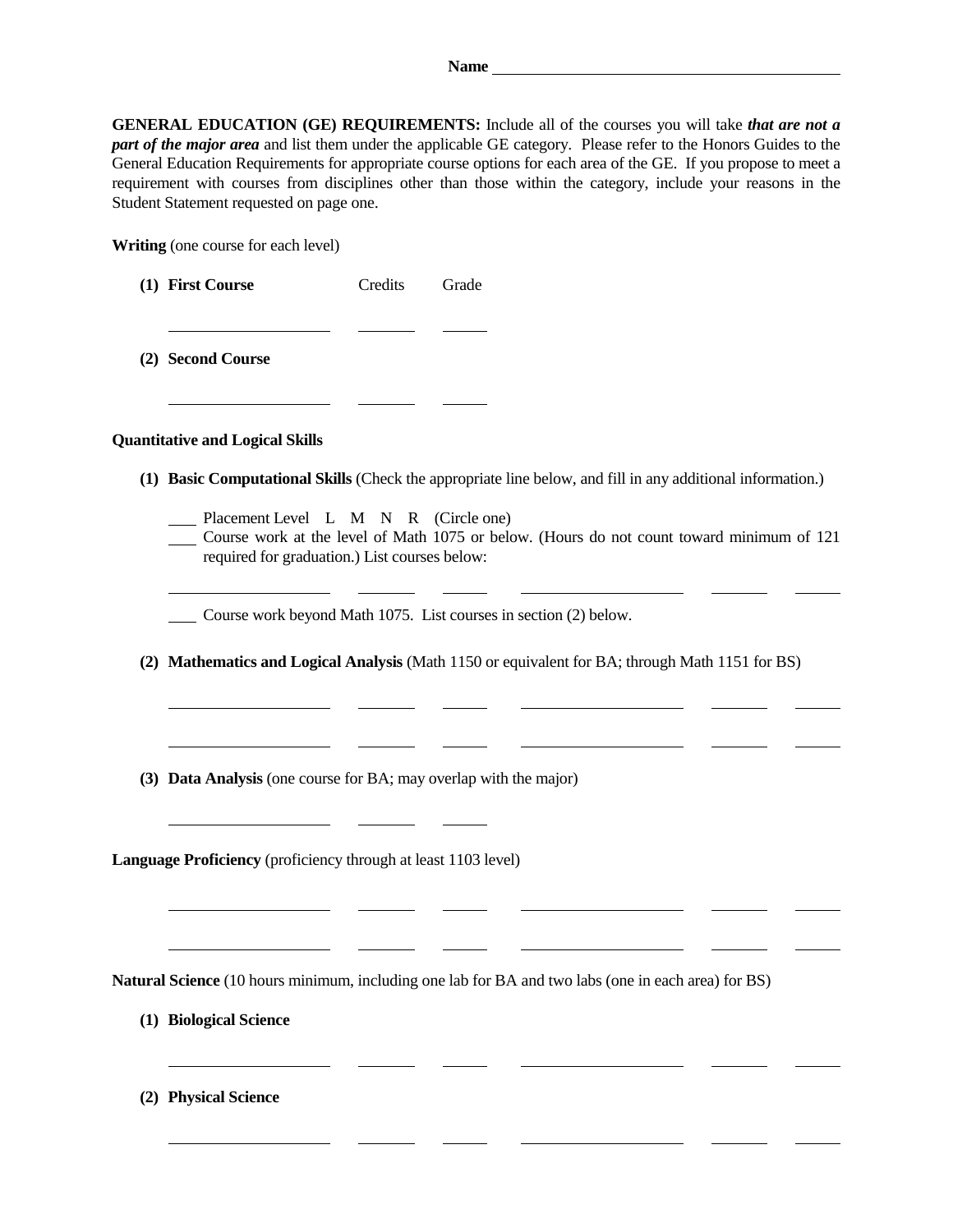**Name** ____________________________________________

**GENERAL EDUCATION (GE) REQUIREMENTS:** Include all of the courses you will take ***that are not a part of the major area*** and list them under the applicable GE category. Please refer to the Honors Guides to the General Education Requirements for appropriate course options for each area of the GE. If you propose to meet a requirement with courses from disciplines other than those within the category, include your reasons in the Student Statement requested on page one.

**Writing** (one course for each level)

**(1) First Course** Credits Grade

____________________ _______ ______

**(2) Second Course**

____________________ _______ ______

**Quantitative and Logical Skills**

**(1) Basic Computational Skills** (Check the appropriate line below, and fill in any additional information.)

___ Placement Level L M N R (Circle one)

___ Course work at the level of Math 1075 or below. (Hours do not count toward minimum of 121 required for graduation.) List courses below:

____________________ _______ ______ ____________________ _______ ______

___ Course work beyond Math 1075. List courses in section (2) below.

**(2) Mathematics and Logical Analysis** (Math 1150 or equivalent for BA; through Math 1151 for BS)

____________________ _______ ______ ____________________ _______ ______

____________________ _______ ______ ____________________ _______ ______

**(3) Data Analysis** (one course for BA; may overlap with the major)

____________________ _______ ______

**Language Proficiency** (proficiency through at least 1103 level)

____________________ _______ ______ ____________________ _______ ______

____________________ _______ ______ ____________________ _______ ______

**Natural Science** (10 hours minimum, including one lab for BA and two labs (one in each area) for BS)

**(1) Biological Science**

____________________ _______ ______ ____________________ _______ ______

**(2) Physical Science**

____________________ _______ ______ ____________________ _______ ______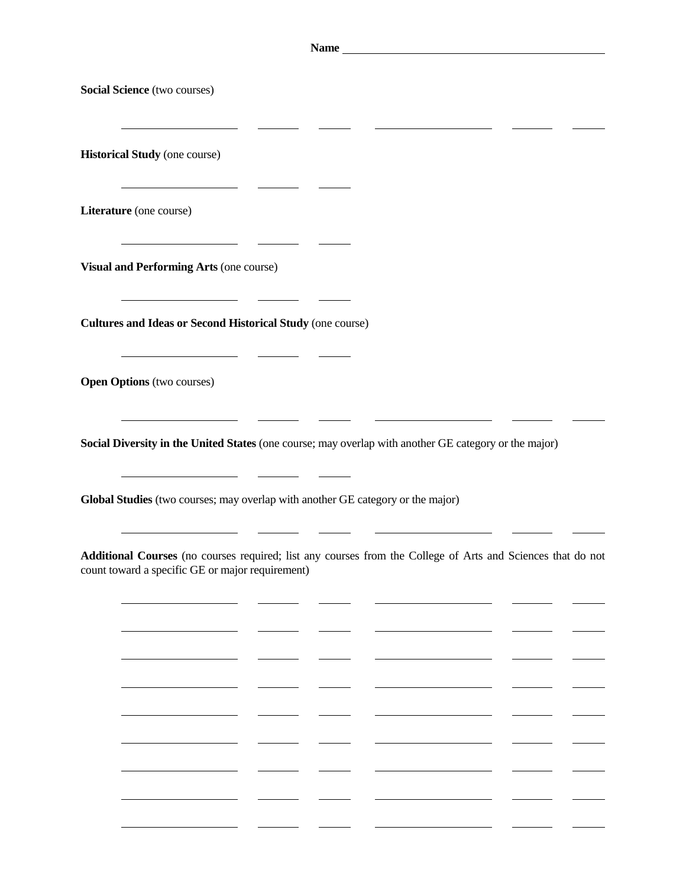**Name** ______________________________

**Social Science** (two courses)

____________________ ________ ______ ____________________ ________ ______

**Historical Study** (one course)

____________________ ________ ______

**Literature** (one course)

____________________ ________ ______

**Visual and Performing Arts** (one course)

____________________ ________ ______

**Cultures and Ideas or Second Historical Study** (one course)

____________________ ________ ______

**Open Options** (two courses)

____________________ ________ ______ ____________________ ________ ______

**Social Diversity in the United States** (one course; may overlap with another GE category or the major)

____________________ ________ ______

**Global Studies** (two courses; may overlap with another GE category or the major)

____________________ ________ ______ ____________________ ________ ______

**Additional Courses** (no courses required; list any courses from the College of Arts and Sciences that do not count toward a specific GE or major requirement)

____________________ ________ ______ ____________________ ________ ______

____________________ ________ ______ ____________________ ________ ______

____________________ ________ ______ ____________________ ________ ______

____________________ ________ ______ ____________________ ________ ______

____________________ ________ ______ ____________________ ________ ______

____________________ ________ ______ ____________________ ________ ______

____________________ ________ ______ ____________________ ________ ______

____________________ ________ ______ ____________________ ________ ______

____________________ ________ ______ ____________________ ________ ______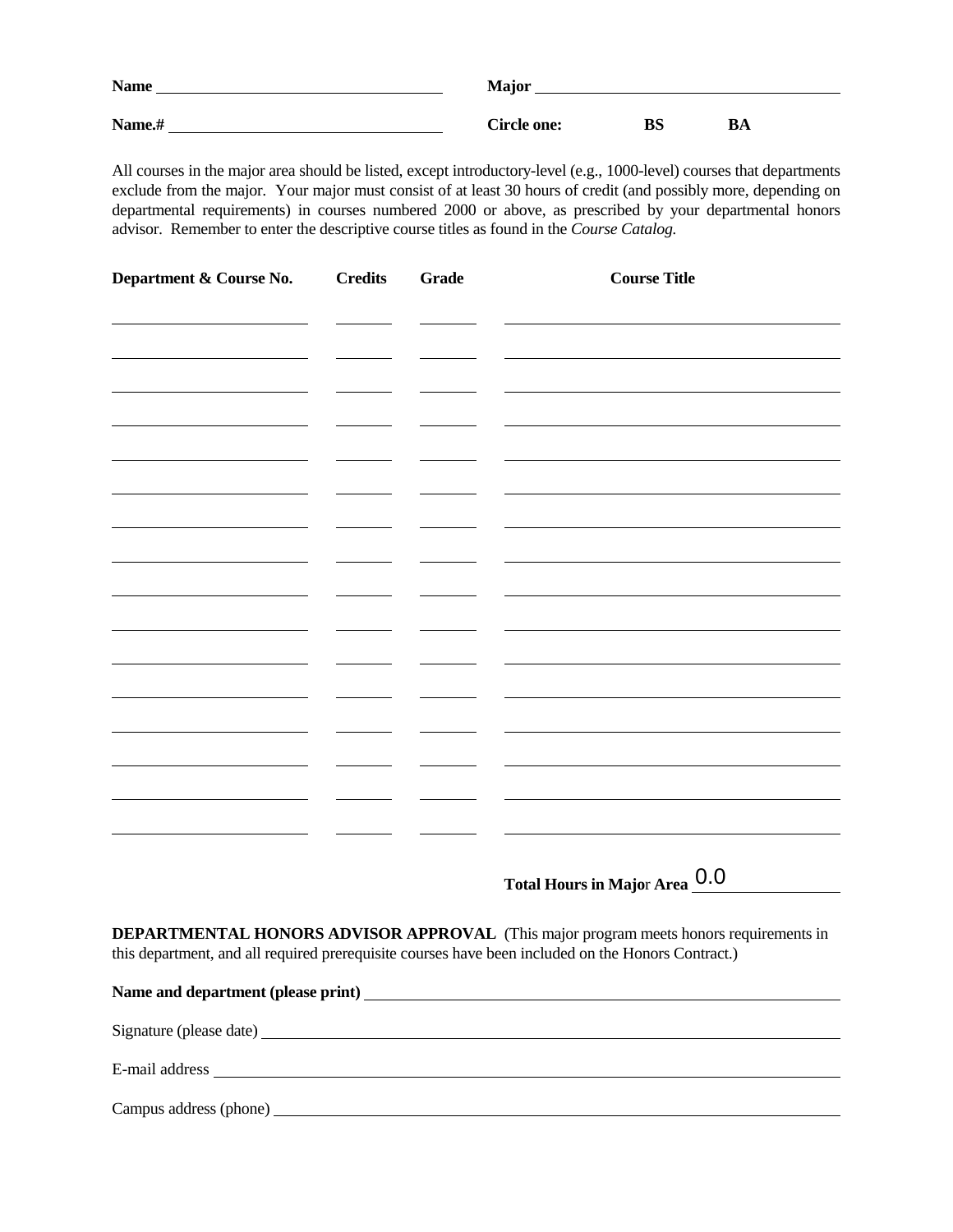**Name** ______________________________ **Major** ______________________________

**Name.#** ______________________________ **Circle one:** **BS** **BA**

All courses in the major area should be listed, except introductory-level (e.g., 1000-level) courses that departments exclude from the major. Your major must consist of at least 30 hours of credit (and possibly more, depending on departmental requirements) in courses numbered 2000 or above, as prescribed by your departmental honors advisor. Remember to enter the descriptive course titles as found in the *Course Catalog.*

| Department & Course No. | Credits | Grade | Course Title |
|---|---|---|---|
| | | | |
| | | | |
| | | | |
| | | | |
| | | | |
| | | | |
| | | | |
| | | | |
| | | | |
| | | | |
| | | | |
| | | | |
| | | | |
| | | | |
| | | | |
| | | | |

**Total Hours in Major Area** 0.0

**DEPARTMENTAL HONORS ADVISOR APPROVAL** (This major program meets honors requirements in this department, and all required prerequisite courses have been included on the Honors Contract.)

**Name and department (please print)** ______________________________

Signature (please date) ______________________________

E-mail address ______________________________

Campus address (phone) ______________________________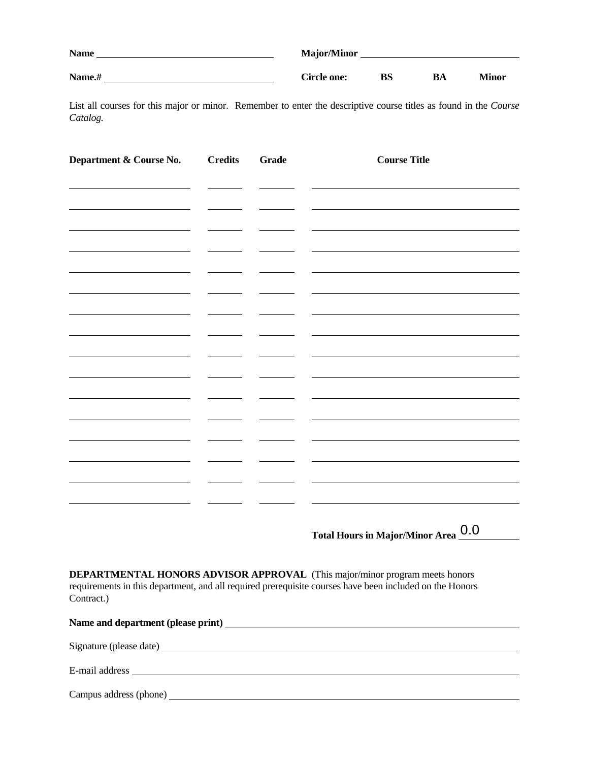**Name** ______________________ **Major/Minor** ______________________

**Name.#** ______________________ **Circle one:** **BS** **BA** **Minor**

List all courses for this major or minor. Remember to enter the descriptive course titles as found in the *Course Catalog.*

| Department & Course No. | Credits | Grade | Course Title |
|---|---|---|---|
| | | | |
| | | | |
| | | | |
| | | | |
| | | | |
| | | | |
| | | | |
| | | | |
| | | | |
| | | | |
| | | | |
| | | | |
| | | | |
| | | | |
| | | | |
| | | | |

**Total Hours in Major/Minor Area** 0.0

**DEPARTMENTAL HONORS ADVISOR APPROVAL** (This major/minor program meets honors requirements in this department, and all required prerequisite courses have been included on the Honors Contract.)

**Name and department (please print)** ______________________

Signature (please date) ______________________

E-mail address ______________________

Campus address (phone) ______________________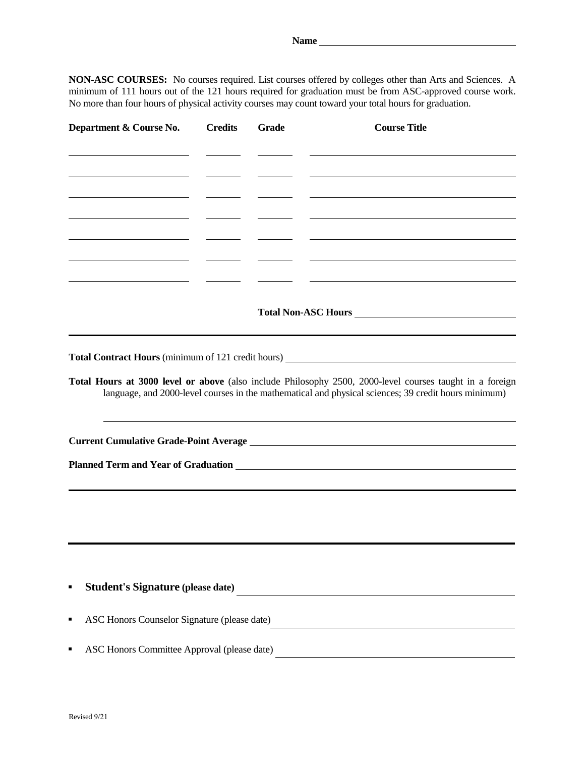**Name** ______________________________

**NON-ASC COURSES:** No courses required. List courses offered by colleges other than Arts and Sciences. A minimum of 111 hours out of the 121 hours required for graduation must be from ASC-approved course work. No more than four hours of physical activity courses may count toward your total hours for graduation.

| Department & Course No. | Credits | Grade | Course Title |
|---|---|---|---|
| | | | |
| | | | |
| | | | |
| | | | |
| | | | |
| | | | |
| | | | |

**Total Non-ASC Hours** ______________________________

---

**Total Contract Hours** (minimum of 121 credit hours) ______________________________

**Total Hours at 3000 level or above** (also include Philosophy 2500, 2000-level courses taught in a foreign language, and 2000-level courses in the mathematical and physical sciences; 39 credit hours minimum)

______________________________

**Current Cumulative Grade-Point Average** ______________________________

**Planned Term and Year of Graduation** ______________________________

---

---

- **Student's Signature (please date)** ______________________________
- ASC Honors Counselor Signature (please date) ______________________________
- ASC Honors Committee Approval (please date) ______________________________

Revised 9/21